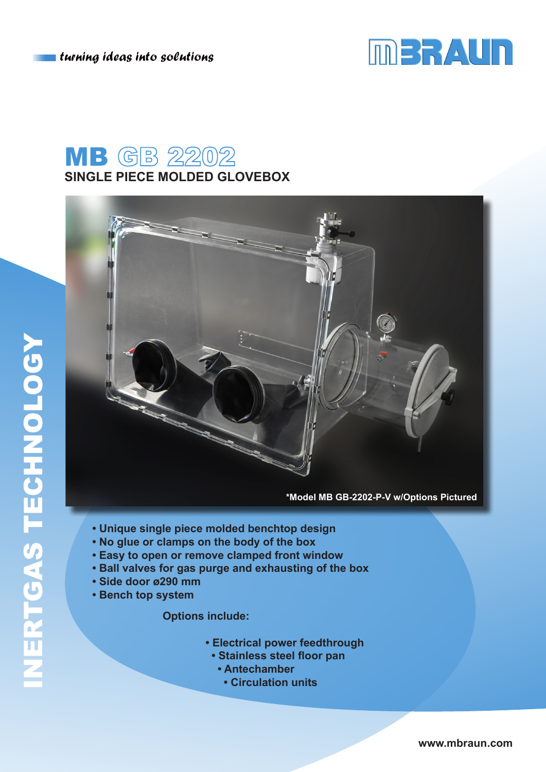*turning ideas into solutions*

MBRAUN

# MB GB 2202

## SINGLE PIECE MOLDED GLOVEBOX

*Model MB GB-2202-P-V w/Options Pictured

- Unique single piece molded benchtop design
- No glue or clamps on the body of the box
- Easy to open or remove clamped front window
- Ball valves for gas purge and exhausting of the box
- Side door ø290 mm
- Bench top system

**Options include:**

- Electrical power feedthrough
- Stainless steel floor pan
- Antechamber
- Circulation units

INERTGAS TECHNOLOGY

www.mbraun.com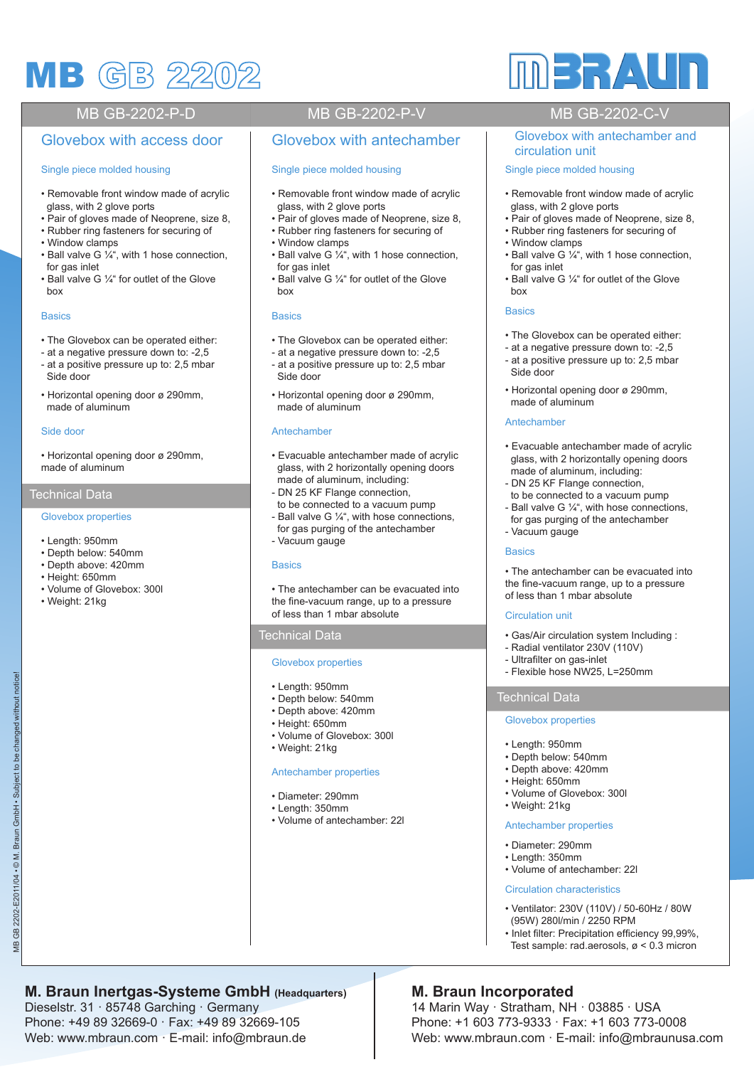# MB GB 2202

MBRAUN

## MB GB-2202-P-D

### Glovebox with access door

Single piece molded housing

- Removable front window made of acrylic glass, with 2 glove ports
- Pair of gloves made of Neoprene, size 8,
- Rubber ring fasteners for securing of
- Window clamps
- Ball valve G ¼“, with 1 hose connection, for gas inlet
- Ball valve G ¼“ for outlet of the Glove box

Basics

- The Glovebox can be operated either:
- at a negative pressure down to: -2,5
- at a positive pressure up to: 2,5 mbar Side door

- Horizontal opening door ø 290mm, made of aluminum

Side door

- Horizontal opening door ø 290mm, made of aluminum

### Technical Data

Glovebox properties

- Length: 950mm
- Depth below: 540mm
- Depth above: 420mm
- Height: 650mm
- Volume of Glovebox: 300l
- Weight: 21kg

## MB GB-2202-P-V

### Glovebox with antechamber

Single piece molded housing

- Removable front window made of acrylic glass, with 2 glove ports
- Pair of gloves made of Neoprene, size 8,
- Rubber ring fasteners for securing of
- Window clamps
- Ball valve G ¼“, with 1 hose connection, for gas inlet
- Ball valve G ¼“ for outlet of the Glove box

Basics

- The Glovebox can be operated either:
- at a negative pressure down to: -2,5
- at a positive pressure up to: 2,5 mbar Side door

- Horizontal opening door ø 290mm, made of aluminum

Antechamber

- Evacuable antechamber made of acrylic glass, with 2 horizontally opening doors made of aluminum, including:
- DN 25 KF Flange connection, to be connected to a vacuum pump
- Ball valve G ¼“, with hose connections, for gas purging of the antechamber
- Vacuum gauge

Basics

- The antechamber can be evacuated into the fine-vacuum range, up to a pressure of less than 1 mbar absolute

### Technical Data

Glovebox properties

- Length: 950mm
- Depth below: 540mm
- Depth above: 420mm
- Height: 650mm
- Volume of Glovebox: 300l
- Weight: 21kg

Antechamber properties

- Diameter: 290mm
- Length: 350mm
- Volume of antechamber: 22l

## MB GB-2202-C-V

### Glovebox with antechamber and circulation unit

Single piece molded housing

- Removable front window made of acrylic glass, with 2 glove ports
- Pair of gloves made of Neoprene, size 8,
- Rubber ring fasteners for securing of
- Window clamps
- Ball valve G ¼“, with 1 hose connection, for gas inlet
- Ball valve G ¼“ for outlet of the Glove box

Basics

- The Glovebox can be operated either:
- at a negative pressure down to: -2,5
- at a positive pressure up to: 2,5 mbar Side door

- Horizontal opening door ø 290mm, made of aluminum

Antechamber

- Evacuable antechamber made of acrylic glass, with 2 horizontally opening doors made of aluminum, including:
- DN 25 KF Flange connection, to be connected to a vacuum pump
- Ball valve G ¼“, with hose connections, for gas purging of the antechamber
- Vacuum gauge

Basics

- The antechamber can be evacuated into the fine-vacuum range, up to a pressure of less than 1 mbar absolute

Circulation unit

- Gas/Air circulation system Including :
- Radial ventilator 230V (110V)
- Ultrafilter on gas-inlet
- Flexible hose NW25, L=250mm

### Technical Data

Glovebox properties

- Length: 950mm
- Depth below: 540mm
- Depth above: 420mm
- Height: 650mm
- Volume of Glovebox: 300l
- Weight: 21kg

Antechamber properties

- Diameter: 290mm
- Length: 350mm
- Volume of antechamber: 22l

Circulation characteristics

- Ventilator: 230V (110V) / 50-60Hz / 80W (95W) 280l/min / 2250 RPM
- Inlet filter: Precipitation efficiency 99,99%, Test sample: rad.aerosols, ø < 0.3 micron

MB GB 2202-E2011/04 • © M. Braun GmbH • Subject to be changed without notice!

**M. Braun Inertgas-Systeme GmbH** (Headquarters)
Dieselstr. 31 · 85748 Garching · Germany
Phone: +49 89 32669-0 · Fax: +49 89 32669-105
Web: www.mbraun.com · E-mail: info@mbraun.de

**M. Braun Incorporated**
14 Marin Way · Stratham, NH · 03885 · USA
Phone: +1 603 773-9333 · Fax: +1 603 773-0008
Web: www.mbraun.com · E-mail: info@mbraunusa.com